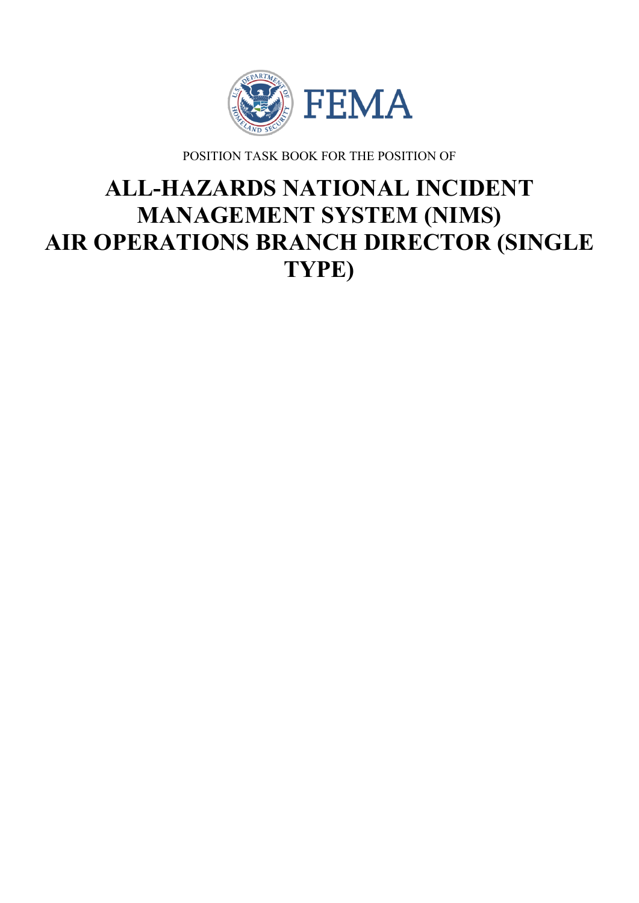FEMA

POSITION TASK BOOK FOR THE POSITION OF

# ALL-HAZARDS NATIONAL INCIDENT MANAGEMENT SYSTEM (NIMS) AIR OPERATIONS BRANCH DIRECTOR (SINGLE TYPE)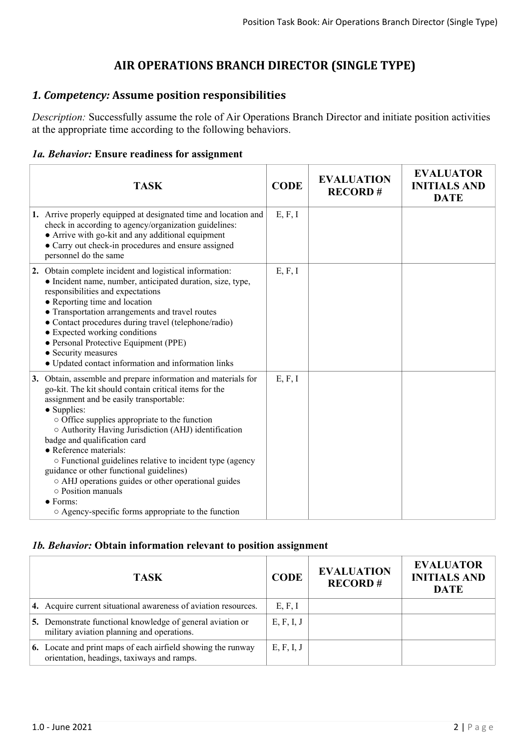# AIR OPERATIONS BRANCH DIRECTOR (SINGLE TYPE)

## *1. Competency:* Assume position responsibilities

*Description:* Successfully assume the role of Air Operations Branch Director and initiate position activities at the appropriate time according to the following behaviors.

### *1a. Behavior:* Ensure readiness for assignment

| TASK | CODE | EVALUATION RECORD # | EVALUATOR INITIALS AND DATE |
|---|---|---|---|
| **1.** Arrive properly equipped at designated time and location and check in according to agency/organization guidelines:<br>● Arrive with go-kit and any additional equipment<br>● Carry out check-in procedures and ensure assigned personnel do the same | E, F, I | | |
| **2.** Obtain complete incident and logistical information:<br>● Incident name, number, anticipated duration, size, type, responsibilities and expectations<br>● Reporting time and location<br>● Transportation arrangements and travel routes<br>● Contact procedures during travel (telephone/radio)<br>● Expected working conditions<br>● Personal Protective Equipment (PPE)<br>● Security measures<br>● Updated contact information and information links | E, F, I | | |
| **3.** Obtain, assemble and prepare information and materials for go-kit. The kit should contain critical items for the assignment and be easily transportable:<br>● Supplies:<br>○ Office supplies appropriate to the function<br>○ Authority Having Jurisdiction (AHJ) identification badge and qualification card<br>● Reference materials:<br>○ Functional guidelines relative to incident type (agency guidance or other functional guidelines)<br>○ AHJ operations guides or other operational guides<br>○ Position manuals<br>● Forms:<br>○ Agency-specific forms appropriate to the function | E, F, I | | |

### *1b. Behavior:* Obtain information relevant to position assignment

| TASK | CODE | EVALUATION RECORD # | EVALUATOR INITIALS AND DATE |
|---|---|---|---|
| **4.** Acquire current situational awareness of aviation resources. | E, F, I | | |
| **5.** Demonstrate functional knowledge of general aviation or military aviation planning and operations. | E, F, I, J | | |
| **6.** Locate and print maps of each airfield showing the runway orientation, headings, taxiways and ramps. | E, F, I, J | | |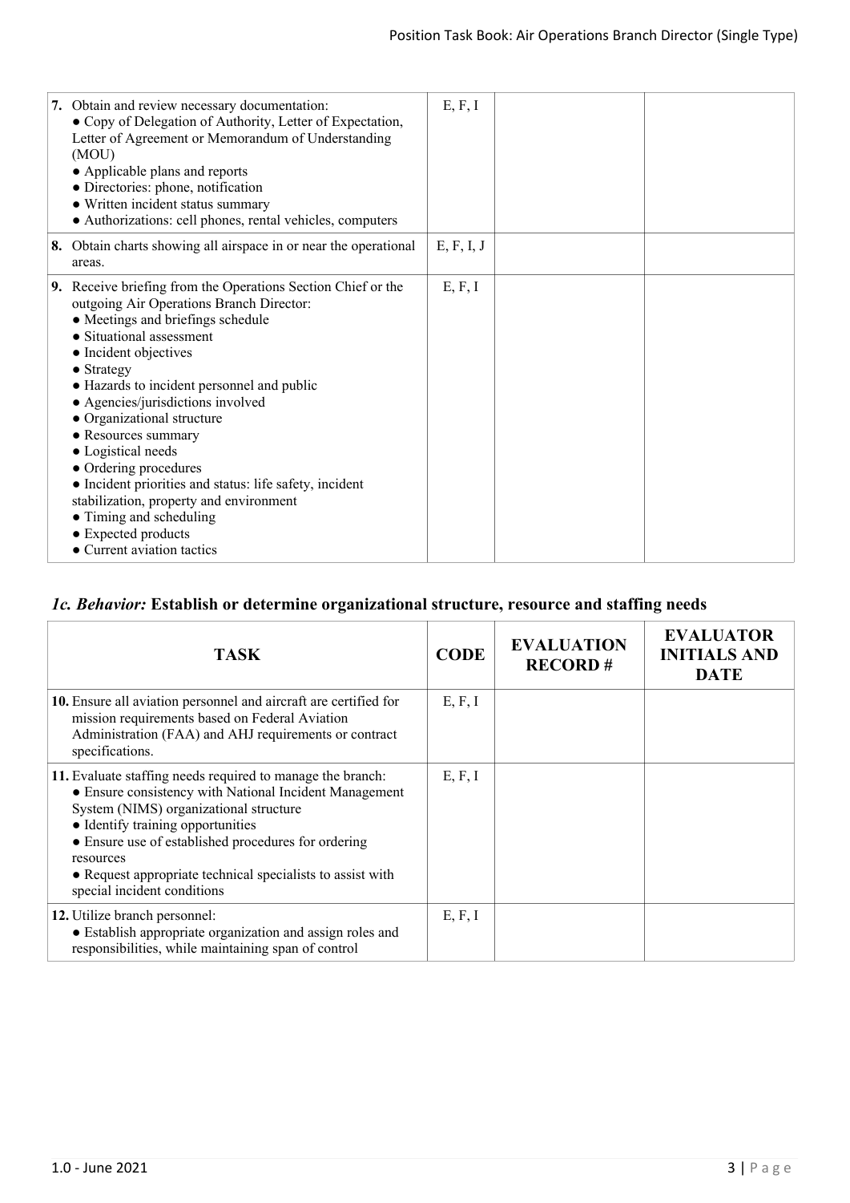| TASK | CODE | EVALUATION RECORD # | EVALUATOR INITIALS AND DATE |
|---|---|---|---|
| **7.** Obtain and review necessary documentation:<br>● Copy of Delegation of Authority, Letter of Expectation, Letter of Agreement or Memorandum of Understanding (MOU)<br>● Applicable plans and reports<br>● Directories: phone, notification<br>● Written incident status summary<br>● Authorizations: cell phones, rental vehicles, computers | E, F, I | | |
| **8.** Obtain charts showing all airspace in or near the operational areas. | E, F, I, J | | |
| **9.** Receive briefing from the Operations Section Chief or the outgoing Air Operations Branch Director:<br>● Meetings and briefings schedule<br>● Situational assessment<br>● Incident objectives<br>● Strategy<br>● Hazards to incident personnel and public<br>● Agencies/jurisdictions involved<br>● Organizational structure<br>● Resources summary<br>● Logistical needs<br>● Ordering procedures<br>● Incident priorities and status: life safety, incident stabilization, property and environment<br>● Timing and scheduling<br>● Expected products<br>● Current aviation tactics | E, F, I | | |

## *1c. Behavior:* Establish or determine organizational structure, resource and staffing needs

| TASK | CODE | EVALUATION RECORD # | EVALUATOR INITIALS AND DATE |
|---|---|---|---|
| **10.** Ensure all aviation personnel and aircraft are certified for mission requirements based on Federal Aviation Administration (FAA) and AHJ requirements or contract specifications. | E, F, I | | |
| **11.** Evaluate staffing needs required to manage the branch:<br>● Ensure consistency with National Incident Management System (NIMS) organizational structure<br>● Identify training opportunities<br>● Ensure use of established procedures for ordering resources<br>● Request appropriate technical specialists to assist with special incident conditions | E, F, I | | |
| **12.** Utilize branch personnel:<br>● Establish appropriate organization and assign roles and responsibilities, while maintaining span of control | E, F, I | | |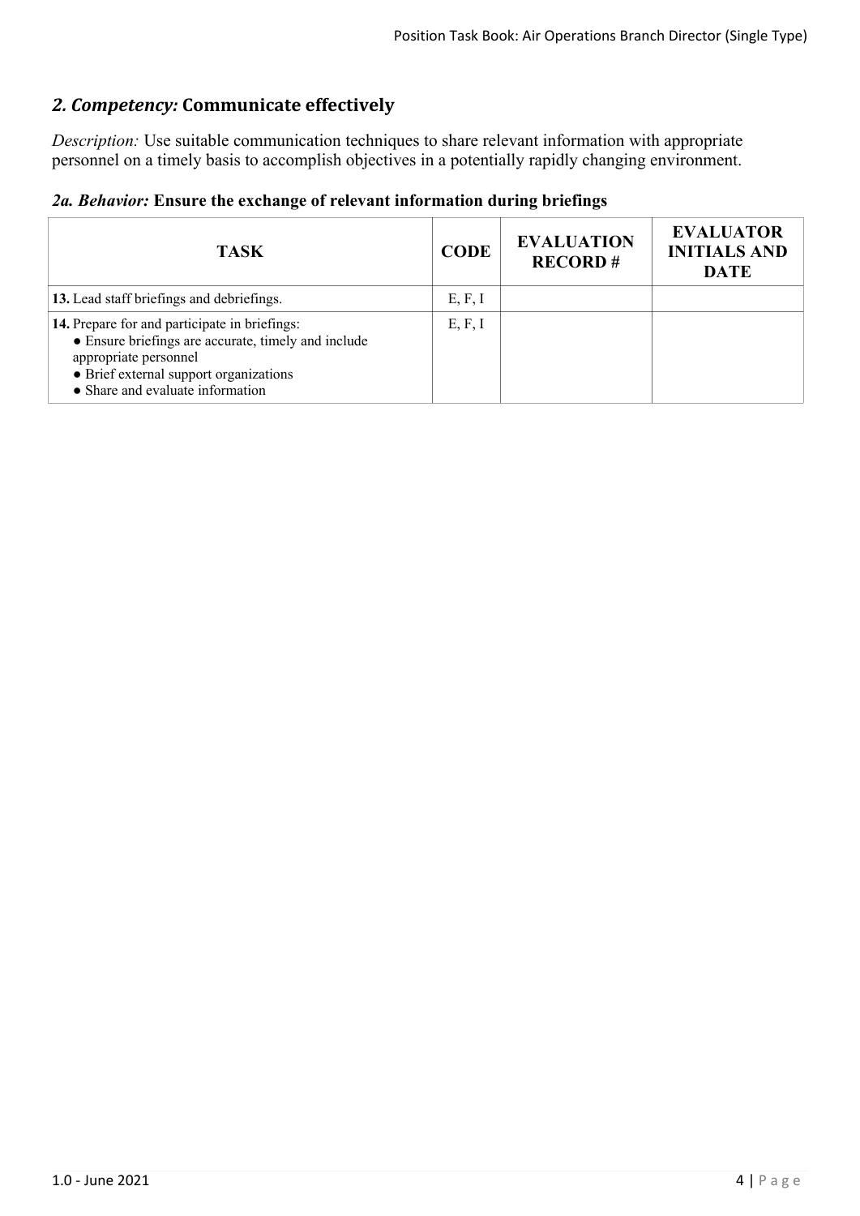## *2. Competency:* **Communicate effectively**

*Description:* Use suitable communication techniques to share relevant information with appropriate personnel on a timely basis to accomplish objectives in a potentially rapidly changing environment.

### *2a. Behavior:* **Ensure the exchange of relevant information during briefings**

| TASK | CODE | EVALUATION RECORD # | EVALUATOR INITIALS AND DATE |
|---|---|---|---|
| **13.** Lead staff briefings and debriefings. | E, F, I | | |
| **14.** Prepare for and participate in briefings:<br>● Ensure briefings are accurate, timely and include appropriate personnel<br>● Brief external support organizations<br>● Share and evaluate information | E, F, I | | |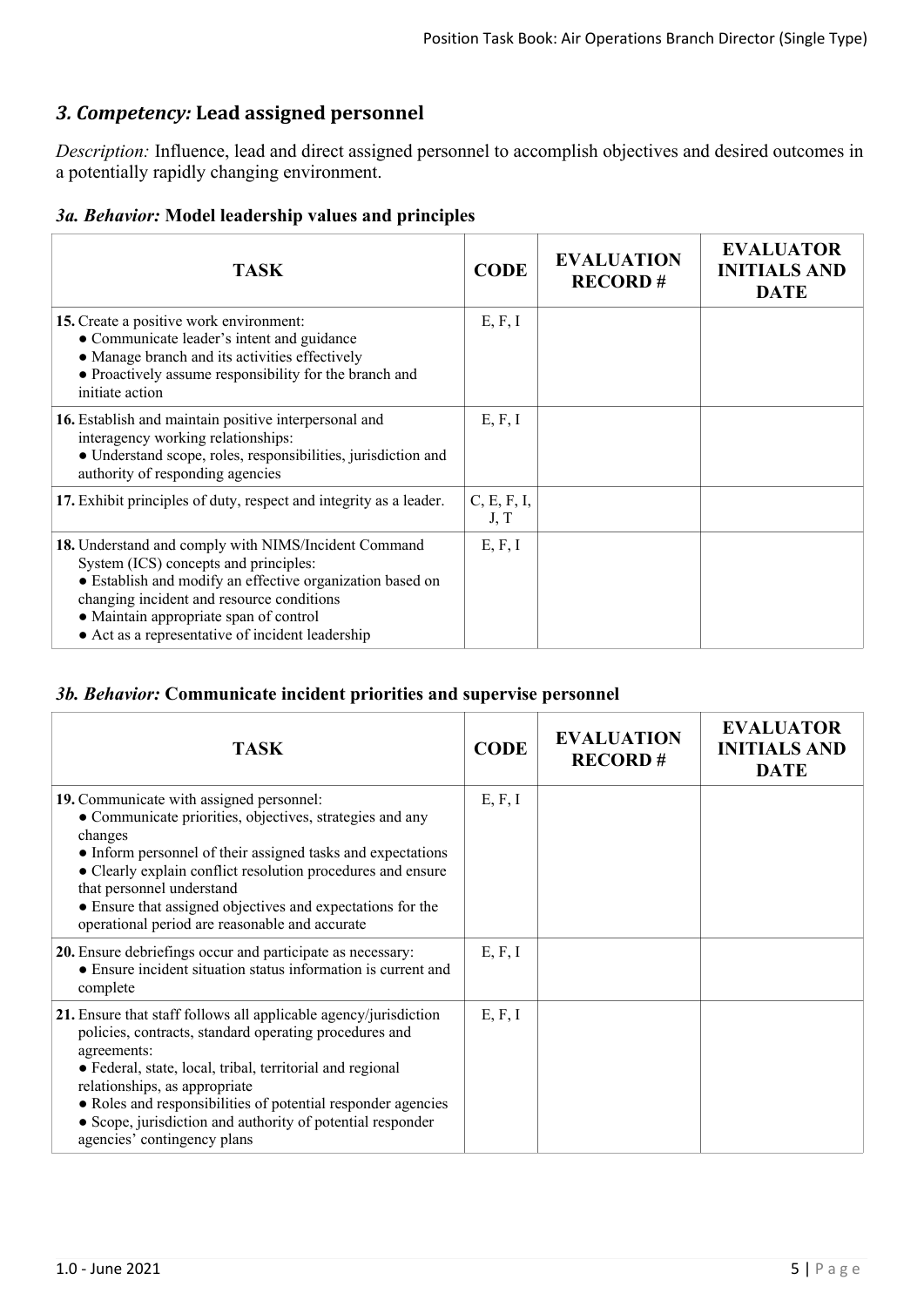## *3. Competency:* Lead assigned personnel

*Description:* Influence, lead and direct assigned personnel to accomplish objectives and desired outcomes in a potentially rapidly changing environment.

### *3a. Behavior:* Model leadership values and principles

| TASK | CODE | EVALUATION RECORD # | EVALUATOR INITIALS AND DATE |
|---|---|---|---|
| **15.** Create a positive work environment:<br>● Communicate leader's intent and guidance<br>● Manage branch and its activities effectively<br>● Proactively assume responsibility for the branch and initiate action | E, F, I | | |
| **16.** Establish and maintain positive interpersonal and interagency working relationships:<br>● Understand scope, roles, responsibilities, jurisdiction and authority of responding agencies | E, F, I | | |
| **17.** Exhibit principles of duty, respect and integrity as a leader. | C, E, F, I, J, T | | |
| **18.** Understand and comply with NIMS/Incident Command System (ICS) concepts and principles:<br>● Establish and modify an effective organization based on changing incident and resource conditions<br>● Maintain appropriate span of control<br>● Act as a representative of incident leadership | E, F, I | | |

### *3b. Behavior:* Communicate incident priorities and supervise personnel

| TASK | CODE | EVALUATION RECORD # | EVALUATOR INITIALS AND DATE |
|---|---|---|---|
| **19.** Communicate with assigned personnel:<br>● Communicate priorities, objectives, strategies and any changes<br>● Inform personnel of their assigned tasks and expectations<br>● Clearly explain conflict resolution procedures and ensure that personnel understand<br>● Ensure that assigned objectives and expectations for the operational period are reasonable and accurate | E, F, I | | |
| **20.** Ensure debriefings occur and participate as necessary:<br>● Ensure incident situation status information is current and complete | E, F, I | | |
| **21.** Ensure that staff follows all applicable agency/jurisdiction policies, contracts, standard operating procedures and agreements:<br>● Federal, state, local, tribal, territorial and regional relationships, as appropriate<br>● Roles and responsibilities of potential responder agencies<br>● Scope, jurisdiction and authority of potential responder agencies' contingency plans | E, F, I | | |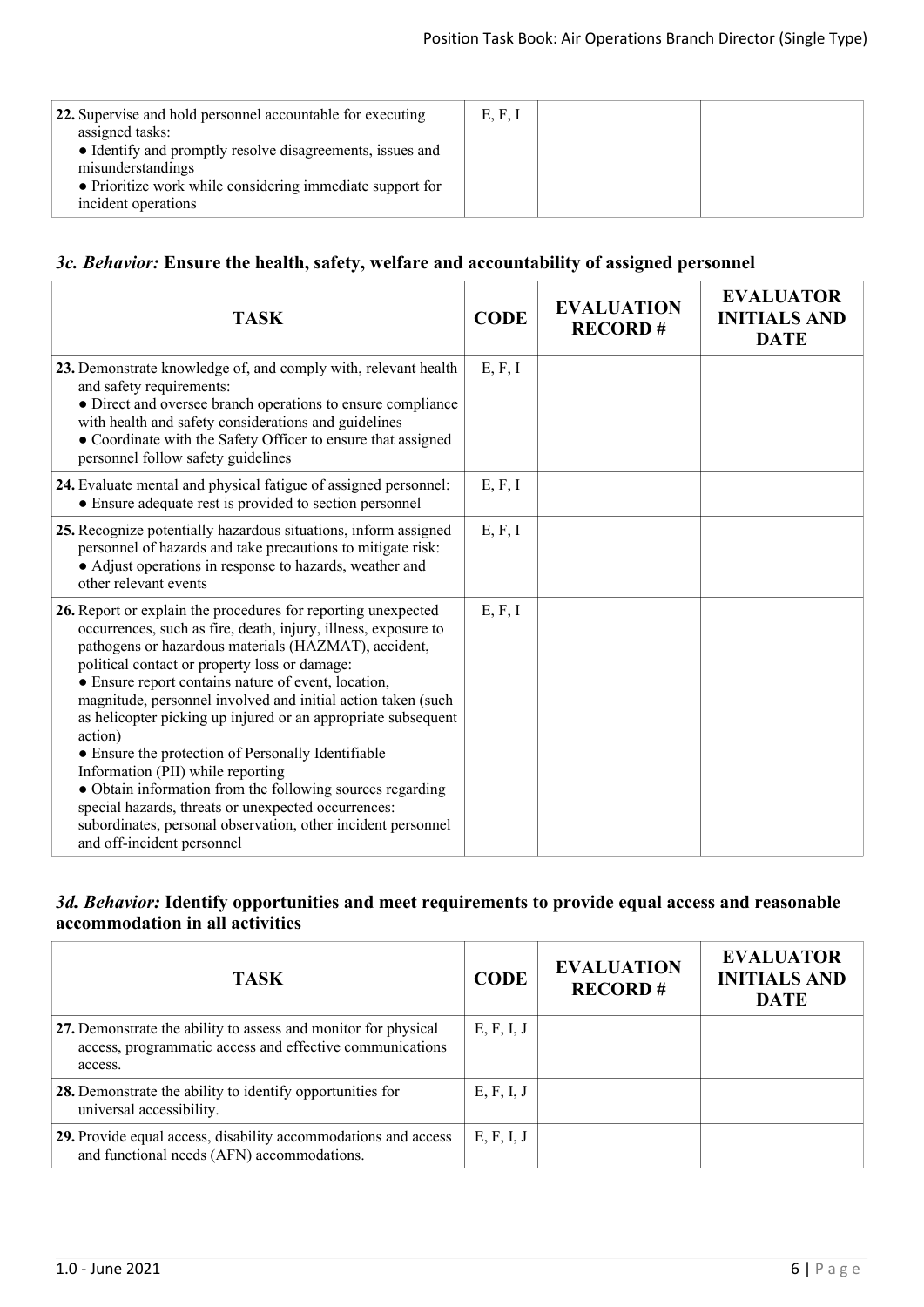| TASK | CODE | EVALUATION RECORD # | EVALUATOR INITIALS AND DATE |
|---|---|---|---|
| **22.** Supervise and hold personnel accountable for executing assigned tasks:<br>● Identify and promptly resolve disagreements, issues and misunderstandings<br>● Prioritize work while considering immediate support for incident operations | E, F, I | | |

### *3c. Behavior:* Ensure the health, safety, welfare and accountability of assigned personnel

| TASK | CODE | EVALUATION RECORD # | EVALUATOR INITIALS AND DATE |
|---|---|---|---|
| **23.** Demonstrate knowledge of, and comply with, relevant health and safety requirements:<br>● Direct and oversee branch operations to ensure compliance with health and safety considerations and guidelines<br>● Coordinate with the Safety Officer to ensure that assigned personnel follow safety guidelines | E, F, I | | |
| **24.** Evaluate mental and physical fatigue of assigned personnel:<br>● Ensure adequate rest is provided to section personnel | E, F, I | | |
| **25.** Recognize potentially hazardous situations, inform assigned personnel of hazards and take precautions to mitigate risk:<br>● Adjust operations in response to hazards, weather and other relevant events | E, F, I | | |
| **26.** Report or explain the procedures for reporting unexpected occurrences, such as fire, death, injury, illness, exposure to pathogens or hazardous materials (HAZMAT), accident, political contact or property loss or damage:<br>● Ensure report contains nature of event, location, magnitude, personnel involved and initial action taken (such as helicopter picking up injured or an appropriate subsequent action)<br>● Ensure the protection of Personally Identifiable Information (PII) while reporting<br>● Obtain information from the following sources regarding special hazards, threats or unexpected occurrences: subordinates, personal observation, other incident personnel and off-incident personnel | E, F, I | | |

### *3d. Behavior:* Identify opportunities and meet requirements to provide equal access and reasonable accommodation in all activities

| TASK | CODE | EVALUATION RECORD # | EVALUATOR INITIALS AND DATE |
|---|---|---|---|
| **27.** Demonstrate the ability to assess and monitor for physical access, programmatic access and effective communications access. | E, F, I, J | | |
| **28.** Demonstrate the ability to identify opportunities for universal accessibility. | E, F, I, J | | |
| **29.** Provide equal access, disability accommodations and access and functional needs (AFN) accommodations. | E, F, I, J | | |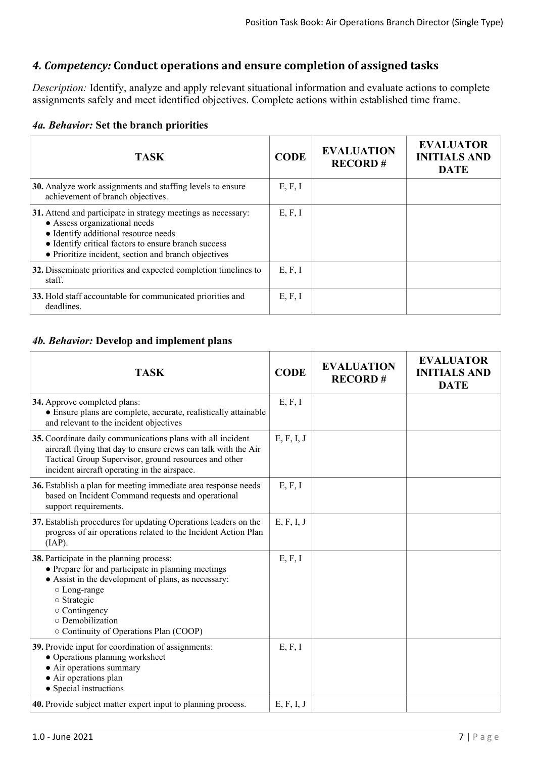## *4. Competency:* Conduct operations and ensure completion of assigned tasks

*Description:* Identify, analyze and apply relevant situational information and evaluate actions to complete assignments safely and meet identified objectives. Complete actions within established time frame.

### *4a. Behavior:* Set the branch priorities

| TASK | CODE | EVALUATION RECORD # | EVALUATOR INITIALS AND DATE |
|---|---|---|---|
| **30.** Analyze work assignments and staffing levels to ensure achievement of branch objectives. | E, F, I | | |
| **31.** Attend and participate in strategy meetings as necessary:<br>● Assess organizational needs<br>● Identify additional resource needs<br>● Identify critical factors to ensure branch success<br>● Prioritize incident, section and branch objectives | E, F, I | | |
| **32.** Disseminate priorities and expected completion timelines to staff. | E, F, I | | |
| **33.** Hold staff accountable for communicated priorities and deadlines. | E, F, I | | |

### *4b. Behavior:* Develop and implement plans

| TASK | CODE | EVALUATION RECORD # | EVALUATOR INITIALS AND DATE |
|---|---|---|---|
| **34.** Approve completed plans:<br>● Ensure plans are complete, accurate, realistically attainable and relevant to the incident objectives | E, F, I | | |
| **35.** Coordinate daily communications plans with all incident aircraft flying that day to ensure crews can talk with the Air Tactical Group Supervisor, ground resources and other incident aircraft operating in the airspace. | E, F, I, J | | |
| **36.** Establish a plan for meeting immediate area response needs based on Incident Command requests and operational support requirements. | E, F, I | | |
| **37.** Establish procedures for updating Operations leaders on the progress of air operations related to the Incident Action Plan (IAP). | E, F, I, J | | |
| **38.** Participate in the planning process:<br>● Prepare for and participate in planning meetings<br>● Assist in the development of plans, as necessary:<br>○ Long-range<br>○ Strategic<br>○ Contingency<br>○ Demobilization<br>○ Continuity of Operations Plan (COOP) | E, F, I | | |
| **39.** Provide input for coordination of assignments:<br>● Operations planning worksheet<br>● Air operations summary<br>● Air operations plan<br>● Special instructions | E, F, I | | |
| **40.** Provide subject matter expert input to planning process. | E, F, I, J | | |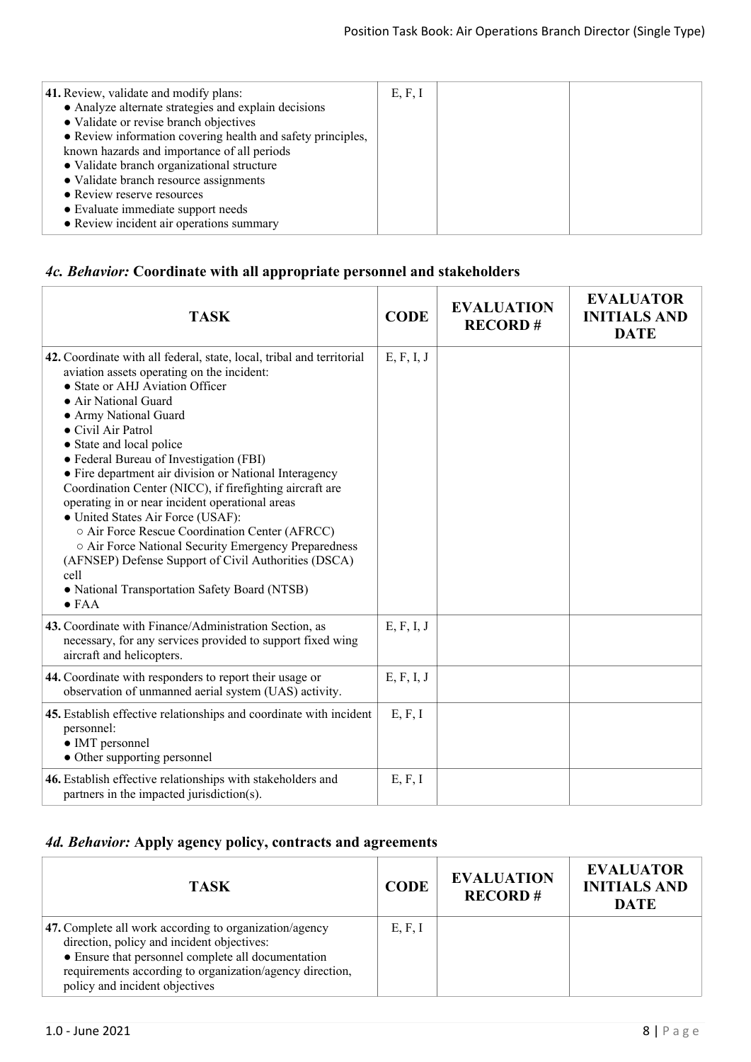| TASK | CODE | EVALUATION RECORD # | EVALUATOR INITIALS AND DATE |
|---|---|---|---|
| **41.** Review, validate and modify plans:<br>● Analyze alternate strategies and explain decisions<br>● Validate or revise branch objectives<br>● Review information covering health and safety principles, known hazards and importance of all periods<br>● Validate branch organizational structure<br>● Validate branch resource assignments<br>● Review reserve resources<br>● Evaluate immediate support needs<br>● Review incident air operations summary | E, F, I | | |

### *4c. Behavior:* Coordinate with all appropriate personnel and stakeholders

| TASK | CODE | EVALUATION RECORD # | EVALUATOR INITIALS AND DATE |
|---|---|---|---|
| **42.** Coordinate with all federal, state, local, tribal and territorial aviation assets operating on the incident:<br>● State or AHJ Aviation Officer<br>● Air National Guard<br>● Army National Guard<br>● Civil Air Patrol<br>● State and local police<br>● Federal Bureau of Investigation (FBI)<br>● Fire department air division or National Interagency Coordination Center (NICC), if firefighting aircraft are operating in or near incident operational areas<br>● United States Air Force (USAF):<br>○ Air Force Rescue Coordination Center (AFRCC)<br>○ Air Force National Security Emergency Preparedness (AFNSEP) Defense Support of Civil Authorities (DSCA) cell<br>● National Transportation Safety Board (NTSB)<br>● FAA | E, F, I, J | | |
| **43.** Coordinate with Finance/Administration Section, as necessary, for any services provided to support fixed wing aircraft and helicopters. | E, F, I, J | | |
| **44.** Coordinate with responders to report their usage or observation of unmanned aerial system (UAS) activity. | E, F, I, J | | |
| **45.** Establish effective relationships and coordinate with incident personnel:<br>● IMT personnel<br>● Other supporting personnel | E, F, I | | |
| **46.** Establish effective relationships with stakeholders and partners in the impacted jurisdiction(s). | E, F, I | | |

### *4d. Behavior:* Apply agency policy, contracts and agreements

| TASK | CODE | EVALUATION RECORD # | EVALUATOR INITIALS AND DATE |
|---|---|---|---|
| **47.** Complete all work according to organization/agency direction, policy and incident objectives:<br>● Ensure that personnel complete all documentation requirements according to organization/agency direction, policy and incident objectives | E, F, I | | |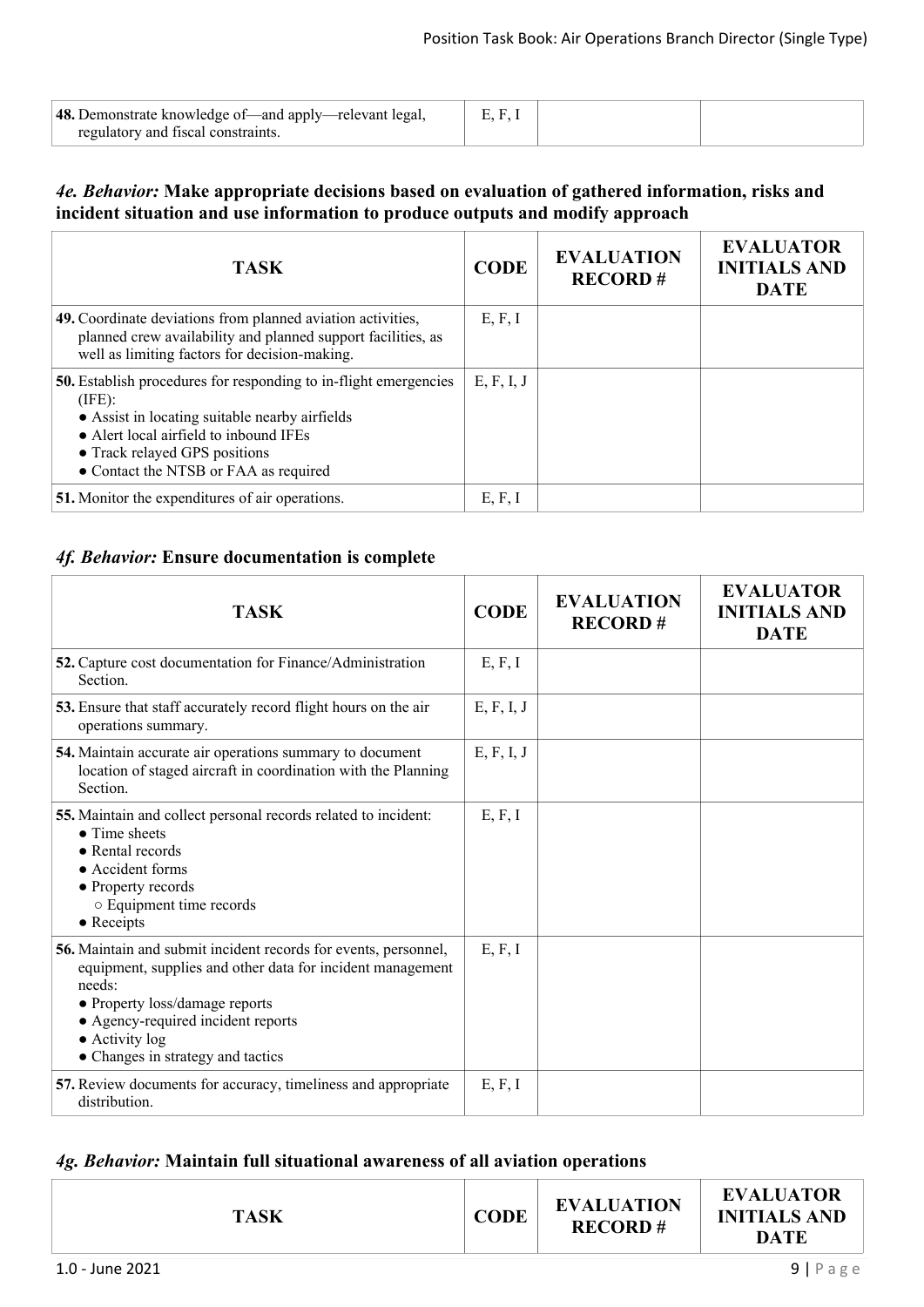| TASK | CODE | EVALUATION RECORD # | EVALUATOR INITIALS AND DATE |
|---|---|---|---|
| **48.** Demonstrate knowledge of—and apply—relevant legal, regulatory and fiscal constraints. | E, F, I | | |

### *4e. Behavior:* Make appropriate decisions based on evaluation of gathered information, risks and incident situation and use information to produce outputs and modify approach

| TASK | CODE | EVALUATION RECORD # | EVALUATOR INITIALS AND DATE |
|---|---|---|---|
| **49.** Coordinate deviations from planned aviation activities, planned crew availability and planned support facilities, as well as limiting factors for decision-making. | E, F, I | | |
| **50.** Establish procedures for responding to in-flight emergencies (IFE):<br>● Assist in locating suitable nearby airfields<br>● Alert local airfield to inbound IFEs<br>● Track relayed GPS positions<br>● Contact the NTSB or FAA as required | E, F, I, J | | |
| **51.** Monitor the expenditures of air operations. | E, F, I | | |

### *4f. Behavior:* Ensure documentation is complete

| TASK | CODE | EVALUATION RECORD # | EVALUATOR INITIALS AND DATE |
|---|---|---|---|
| **52.** Capture cost documentation for Finance/Administration Section. | E, F, I | | |
| **53.** Ensure that staff accurately record flight hours on the air operations summary. | E, F, I, J | | |
| **54.** Maintain accurate air operations summary to document location of staged aircraft in coordination with the Planning Section. | E, F, I, J | | |
| **55.** Maintain and collect personal records related to incident:<br>● Time sheets<br>● Rental records<br>● Accident forms<br>● Property records<br>○ Equipment time records<br>● Receipts | E, F, I | | |
| **56.** Maintain and submit incident records for events, personnel, equipment, supplies and other data for incident management needs:<br>● Property loss/damage reports<br>● Agency-required incident reports<br>● Activity log<br>● Changes in strategy and tactics | E, F, I | | |
| **57.** Review documents for accuracy, timeliness and appropriate distribution. | E, F, I | | |

### *4g. Behavior:* Maintain full situational awareness of all aviation operations

| TASK | CODE | EVALUATION RECORD # | EVALUATOR INITIALS AND DATE |
|---|---|---|---|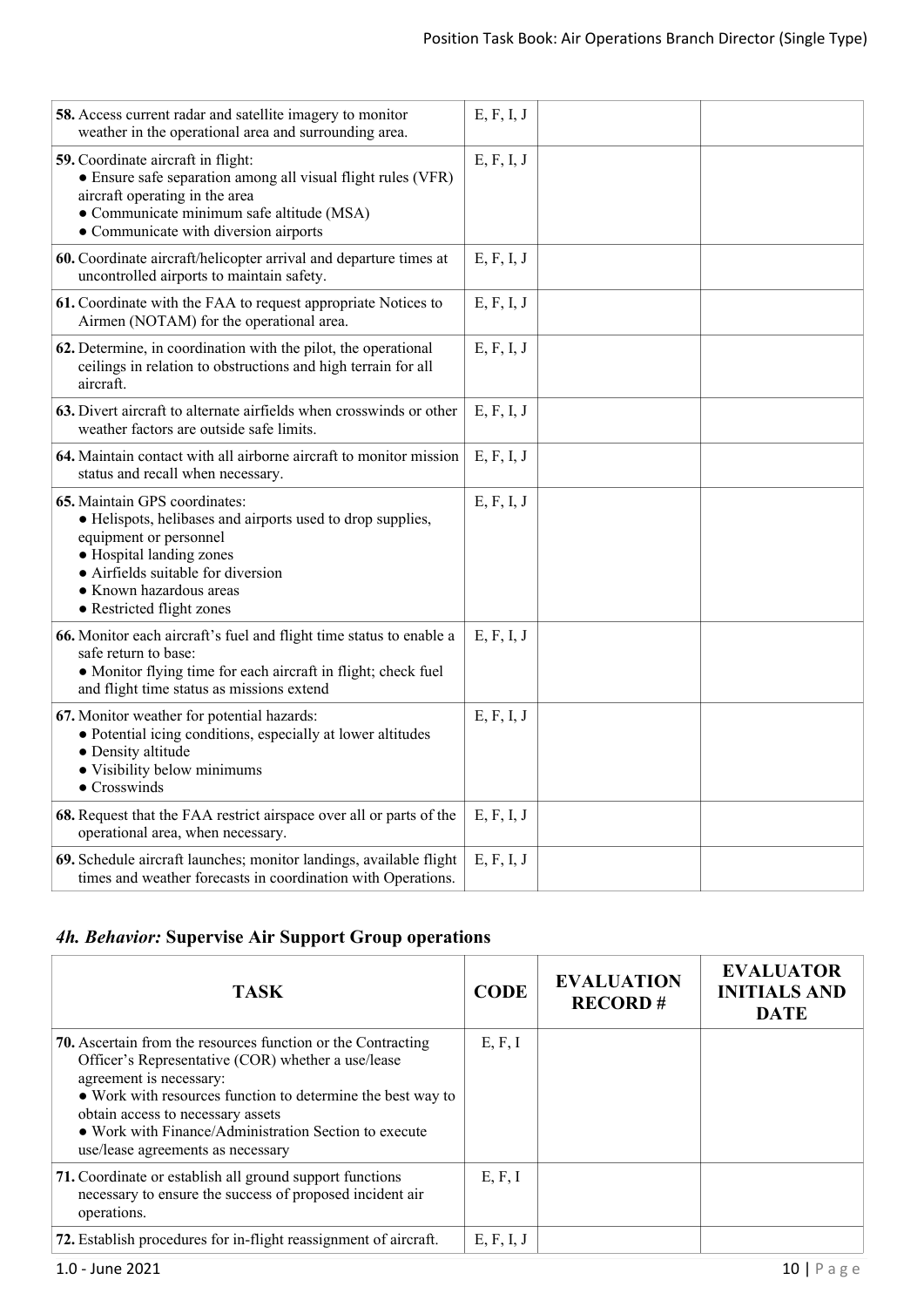| TASK | CODE | EVALUATION RECORD # | EVALUATOR INITIALS AND DATE |
|---|---|---|---|
| **58.** Access current radar and satellite imagery to monitor weather in the operational area and surrounding area. | E, F, I, J | | |
| **59.** Coordinate aircraft in flight:<br>● Ensure safe separation among all visual flight rules (VFR) aircraft operating in the area<br>● Communicate minimum safe altitude (MSA)<br>● Communicate with diversion airports | E, F, I, J | | |
| **60.** Coordinate aircraft/helicopter arrival and departure times at uncontrolled airports to maintain safety. | E, F, I, J | | |
| **61.** Coordinate with the FAA to request appropriate Notices to Airmen (NOTAM) for the operational area. | E, F, I, J | | |
| **62.** Determine, in coordination with the pilot, the operational ceilings in relation to obstructions and high terrain for all aircraft. | E, F, I, J | | |
| **63.** Divert aircraft to alternate airfields when crosswinds or other weather factors are outside safe limits. | E, F, I, J | | |
| **64.** Maintain contact with all airborne aircraft to monitor mission status and recall when necessary. | E, F, I, J | | |
| **65.** Maintain GPS coordinates:<br>● Helispots, helibases and airports used to drop supplies, equipment or personnel<br>● Hospital landing zones<br>● Airfields suitable for diversion<br>● Known hazardous areas<br>● Restricted flight zones | E, F, I, J | | |
| **66.** Monitor each aircraft's fuel and flight time status to enable a safe return to base:<br>● Monitor flying time for each aircraft in flight; check fuel and flight time status as missions extend | E, F, I, J | | |
| **67.** Monitor weather for potential hazards:<br>● Potential icing conditions, especially at lower altitudes<br>● Density altitude<br>● Visibility below minimums<br>● Crosswinds | E, F, I, J | | |
| **68.** Request that the FAA restrict airspace over all or parts of the operational area, when necessary. | E, F, I, J | | |
| **69.** Schedule aircraft launches; monitor landings, available flight times and weather forecasts in coordination with Operations. | E, F, I, J | | |

### *4h. Behavior:* Supervise Air Support Group operations

| TASK | CODE | EVALUATION RECORD # | EVALUATOR INITIALS AND DATE |
|---|---|---|---|
| **70.** Ascertain from the resources function or the Contracting Officer's Representative (COR) whether a use/lease agreement is necessary:<br>● Work with resources function to determine the best way to obtain access to necessary assets<br>● Work with Finance/Administration Section to execute use/lease agreements as necessary | E, F, I | | |
| **71.** Coordinate or establish all ground support functions necessary to ensure the success of proposed incident air operations. | E, F, I | | |
| **72.** Establish procedures for in-flight reassignment of aircraft. | E, F, I, J | | |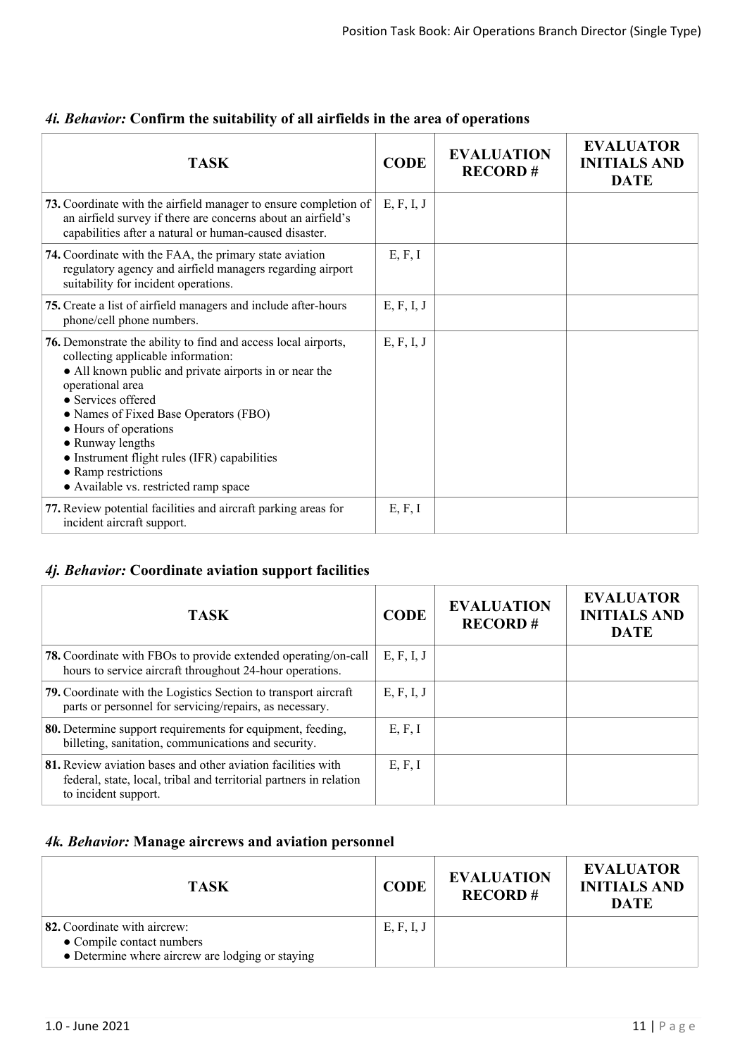### *4i. Behavior:* **Confirm the suitability of all airfields in the area of operations**

| TASK | CODE | EVALUATION RECORD # | EVALUATOR INITIALS AND DATE |
|---|---|---|---|
| **73.** Coordinate with the airfield manager to ensure completion of an airfield survey if there are concerns about an airfield's capabilities after a natural or human-caused disaster. | E, F, I, J | | |
| **74.** Coordinate with the FAA, the primary state aviation regulatory agency and airfield managers regarding airport suitability for incident operations. | E, F, I | | |
| **75.** Create a list of airfield managers and include after-hours phone/cell phone numbers. | E, F, I, J | | |
| **76.** Demonstrate the ability to find and access local airports, collecting applicable information:<br>● All known public and private airports in or near the operational area<br>● Services offered<br>● Names of Fixed Base Operators (FBO)<br>● Hours of operations<br>● Runway lengths<br>● Instrument flight rules (IFR) capabilities<br>● Ramp restrictions<br>● Available vs. restricted ramp space | E, F, I, J | | |
| **77.** Review potential facilities and aircraft parking areas for incident aircraft support. | E, F, I | | |

### *4j. Behavior:* **Coordinate aviation support facilities**

| TASK | CODE | EVALUATION RECORD # | EVALUATOR INITIALS AND DATE |
|---|---|---|---|
| **78.** Coordinate with FBOs to provide extended operating/on-call hours to service aircraft throughout 24-hour operations. | E, F, I, J | | |
| **79.** Coordinate with the Logistics Section to transport aircraft parts or personnel for servicing/repairs, as necessary. | E, F, I, J | | |
| **80.** Determine support requirements for equipment, feeding, billeting, sanitation, communications and security. | E, F, I | | |
| **81.** Review aviation bases and other aviation facilities with federal, state, local, tribal and territorial partners in relation to incident support. | E, F, I | | |

### *4k. Behavior:* **Manage aircrews and aviation personnel**

| TASK | CODE | EVALUATION RECORD # | EVALUATOR INITIALS AND DATE |
|---|---|---|---|
| **82.** Coordinate with aircrew:<br>● Compile contact numbers<br>● Determine where aircrew are lodging or staying | E, F, I, J | | |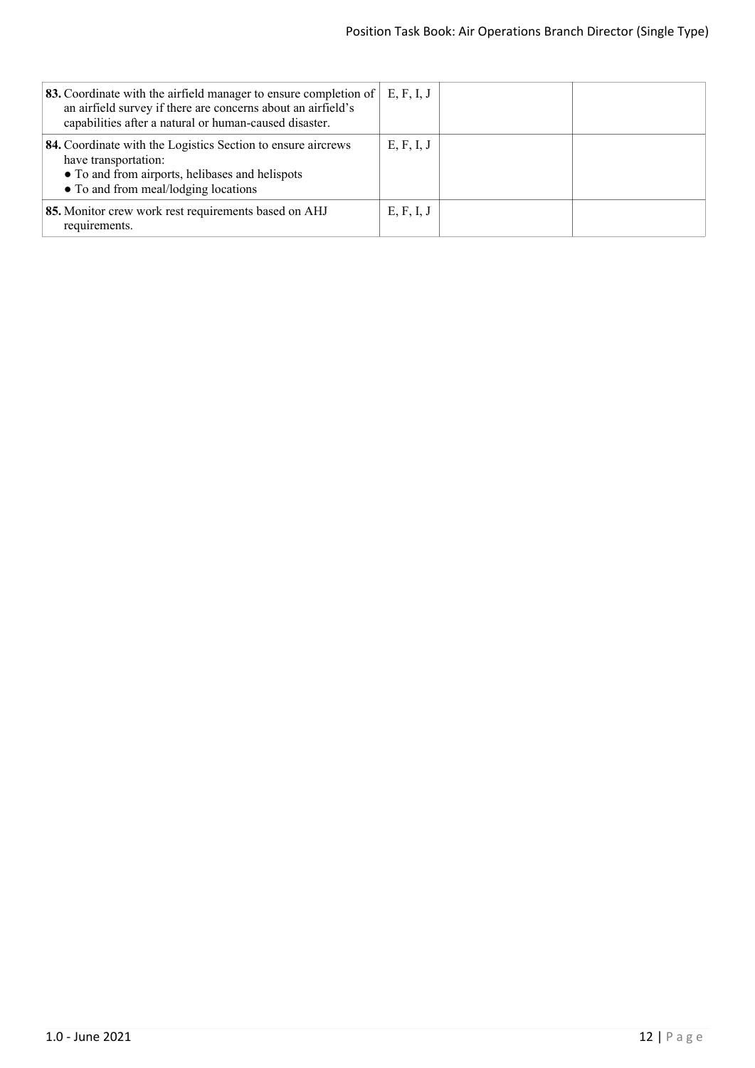| | | | |
|---|---|---|---|
| **83.** Coordinate with the airfield manager to ensure completion of an airfield survey if there are concerns about an airfield's capabilities after a natural or human-caused disaster. | E, F, I, J | | |
| **84.** Coordinate with the Logistics Section to ensure aircrews have transportation:<br>● To and from airports, helibases and helispots<br>● To and from meal/lodging locations | E, F, I, J | | |
| **85.** Monitor crew work rest requirements based on AHJ requirements. | E, F, I, J | | |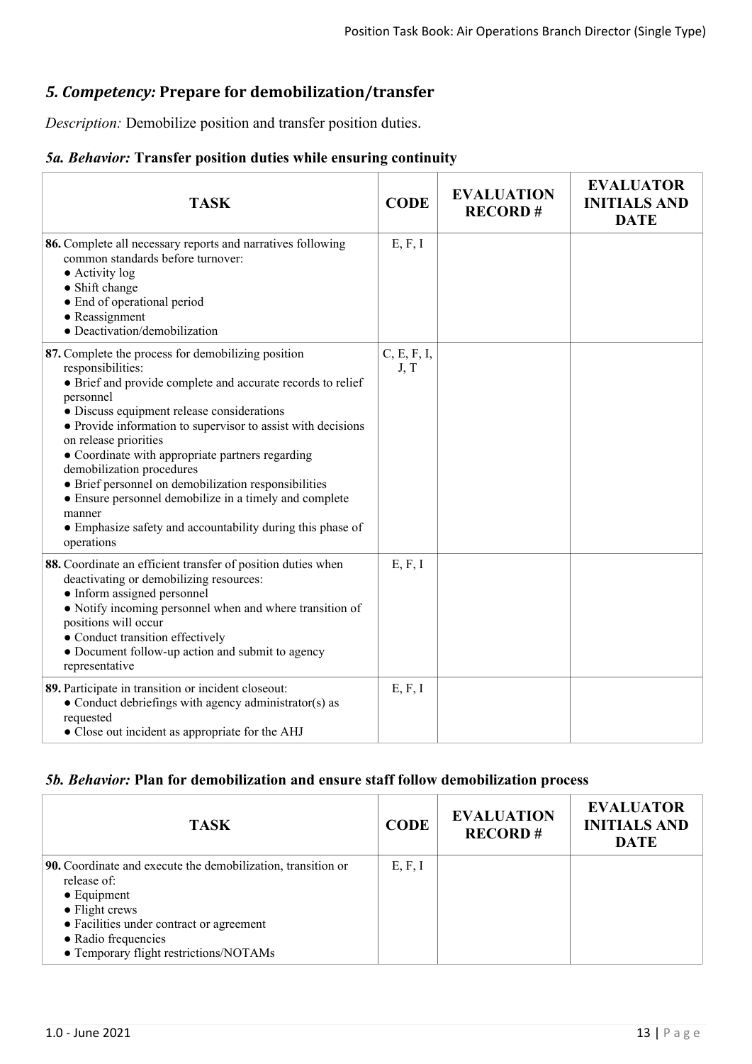## *5. Competency:* Prepare for demobilization/transfer

*Description:* Demobilize position and transfer position duties.

### *5a. Behavior:* Transfer position duties while ensuring continuity

| TASK | CODE | EVALUATION RECORD # | EVALUATOR INITIALS AND DATE |
|---|---|---|---|
| **86.** Complete all necessary reports and narratives following common standards before turnover:<br>● Activity log<br>● Shift change<br>● End of operational period<br>● Reassignment<br>● Deactivation/demobilization | E, F, I | | |
| **87.** Complete the process for demobilizing position responsibilities:<br>● Brief and provide complete and accurate records to relief personnel<br>● Discuss equipment release considerations<br>● Provide information to supervisor to assist with decisions on release priorities<br>● Coordinate with appropriate partners regarding demobilization procedures<br>● Brief personnel on demobilization responsibilities<br>● Ensure personnel demobilize in a timely and complete manner<br>● Emphasize safety and accountability during this phase of operations | C, E, F, I, J, T | | |
| **88.** Coordinate an efficient transfer of position duties when deactivating or demobilizing resources:<br>● Inform assigned personnel<br>● Notify incoming personnel when and where transition of positions will occur<br>● Conduct transition effectively<br>● Document follow-up action and submit to agency representative | E, F, I | | |
| **89.** Participate in transition or incident closeout:<br>● Conduct debriefings with agency administrator(s) as requested<br>● Close out incident as appropriate for the AHJ | E, F, I | | |

### *5b. Behavior:* Plan for demobilization and ensure staff follow demobilization process

| TASK | CODE | EVALUATION RECORD # | EVALUATOR INITIALS AND DATE |
|---|---|---|---|
| **90.** Coordinate and execute the demobilization, transition or release of:<br>● Equipment<br>● Flight crews<br>● Facilities under contract or agreement<br>● Radio frequencies<br>● Temporary flight restrictions/NOTAMs | E, F, I | | |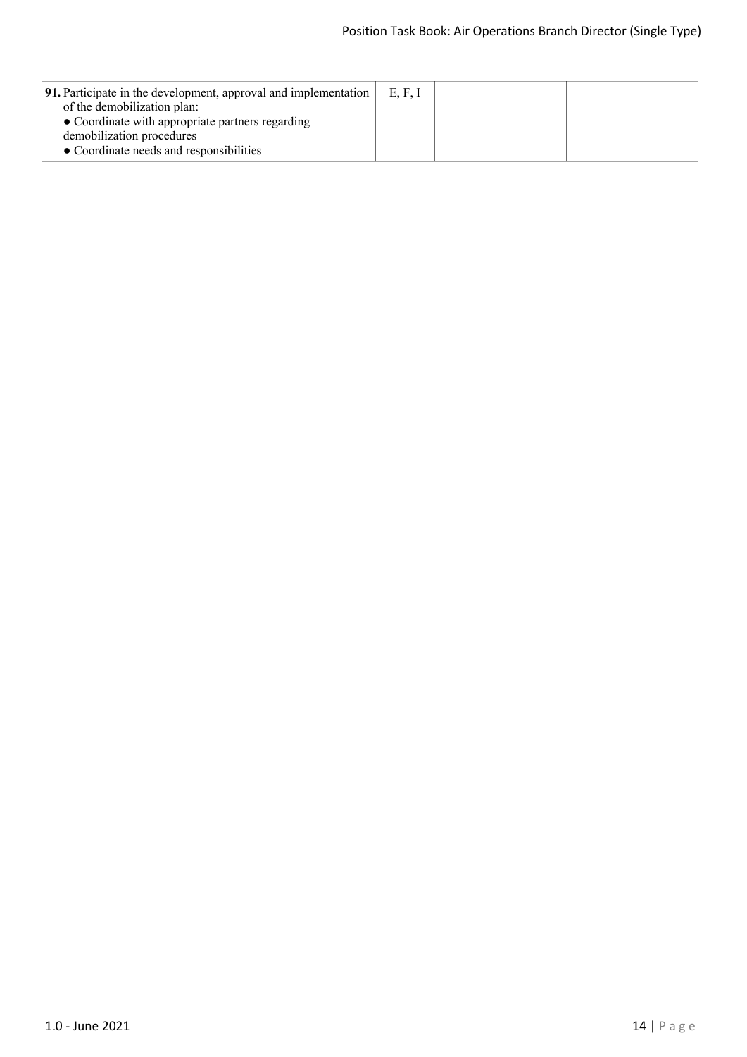| | | | |
|---|---|---|---|
| **91.** Participate in the development, approval and implementation of the demobilization plan:<br>• Coordinate with appropriate partners regarding demobilization procedures<br>• Coordinate needs and responsibilities | E, F, I | | |